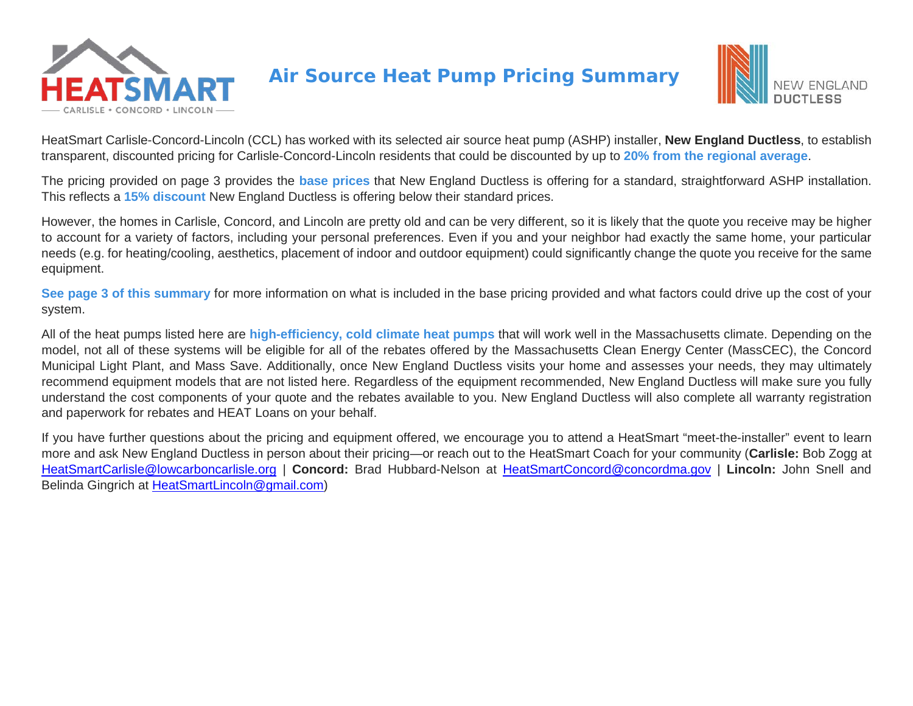# Air Source Heat Pump Pricing Summary

HeatSmart Carlisle-Concord-Lincoln (CCL) has worked with its selected air source heat pump (ASHP) installer, **New England Ductless**, to establish transparent, discounted pricing for Carlisle-Concord-Lincoln residents that could be discounted by up to **20% from the regional average**.

The pricing provided on page 3 provides the **base prices** that New England Ductless is offering for a standard, straightforward ASHP installation. This reflects a **15% discount** New England Ductless is offering below their standard prices.

However, the homes in Carlisle, Concord, and Lincoln are pretty old and can be very different, so it is likely that the quote you receive may be higher to account for a variety of factors, including your personal preferences. Even if you and your neighbor had exactly the same home, your particular needs (e.g. for heating/cooling, aesthetics, placement of indoor and outdoor equipment) could significantly change the quote you receive for the same equipment.

**See page 3 of this summary** for more information on what is included in the base pricing provided and what factors could drive up the cost of your system.

All of the heat pumps listed here are **high-efficiency, cold climate heat pumps** that will work well in the Massachusetts climate. Depending on the model, not all of these systems will be eligible for all of the rebates offered by the Massachusetts Clean Energy Center (MassCEC), the Concord Municipal Light Plant, and Mass Save. Additionally, once New England Ductless visits your home and assesses your needs, they may ultimately recommend equipment models that are not listed here. Regardless of the equipment recommended, New England Ductless will make sure you fully understand the cost components of your quote and the rebates available to you. New England Ductless will also complete all warranty registration and paperwork for rebates and HEAT Loans on your behalf.

If you have further questions about the pricing and equipment offered, we encourage you to attend a HeatSmart "meet-the-installer" event to learn more and ask New England Ductless in person about their pricing—or reach out to the HeatSmart Coach for your community (**Carlisle:** Bob Zogg at HeatSmartCarlisle@lowcarboncarlisle.org | **Concord:** Brad Hubbard-Nelson at HeatSmartConcord@concordma.gov | **Lincoln:** John Snell and Belinda Gingrich at HeatSmartLincoln@gmail.com)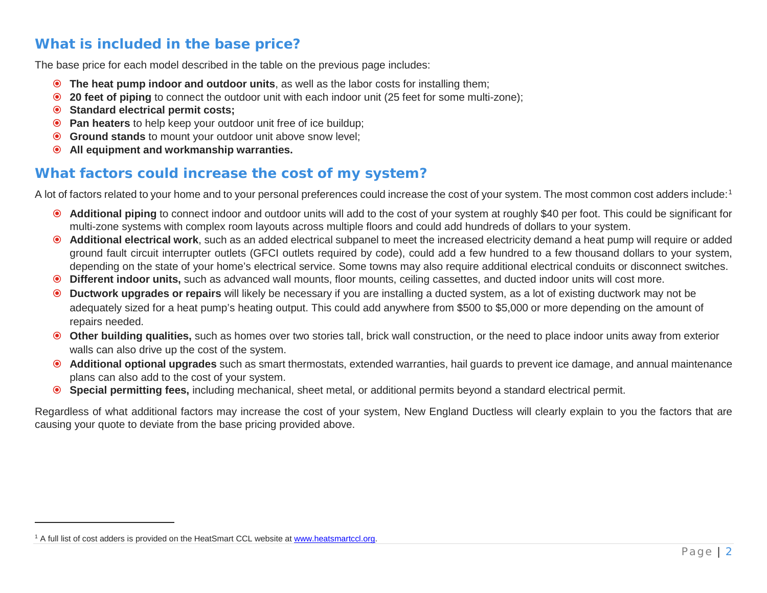## What is included in the base price?

The base price for each model described in the table on the previous page includes:

- **The heat pump indoor and outdoor units**, as well as the labor costs for installing them;
- **20 feet of piping** to connect the outdoor unit with each indoor unit (25 feet for some multi-zone);
- **Standard electrical permit costs;**
- **Pan heaters** to help keep your outdoor unit free of ice buildup;
- **Ground stands** to mount your outdoor unit above snow level;
- **All equipment and workmanship warranties.**

## What factors could increase the cost of my system?

A lot of factors related to your home and to your personal preferences could increase the cost of your system. The most common cost adders include:[1]

- **Additional piping** to connect indoor and outdoor units will add to the cost of your system at roughly $40 per foot. This could be significant for multi-zone systems with complex room layouts across multiple floors and could add hundreds of dollars to your system.
- **Additional electrical work**, such as an added electrical subpanel to meet the increased electricity demand a heat pump will require or added ground fault circuit interrupter outlets (GFCI outlets required by code), could add a few hundred to a few thousand dollars to your system, depending on the state of your home's electrical service. Some towns may also require additional electrical conduits or disconnect switches.
- **Different indoor units,** such as advanced wall mounts, floor mounts, ceiling cassettes, and ducted indoor units will cost more.
- **Ductwork upgrades or repairs** will likely be necessary if you are installing a ducted system, as a lot of existing ductwork may not be adequately sized for a heat pump's heating output. This could add anywhere from $500 to $5,000 or more depending on the amount of repairs needed.
- **Other building qualities,** such as homes over two stories tall, brick wall construction, or the need to place indoor units away from exterior walls can also drive up the cost of the system.
- **Additional optional upgrades** such as smart thermostats, extended warranties, hail guards to prevent ice damage, and annual maintenance plans can also add to the cost of your system.
- **Special permitting fees,** including mechanical, sheet metal, or additional permits beyond a standard electrical permit.

Regardless of what additional factors may increase the cost of your system, New England Ductless will clearly explain to you the factors that are causing your quote to deviate from the base pricing provided above.

---

[1] A full list of cost adders is provided on the HeatSmart CCL website at www.heatsmartccl.org.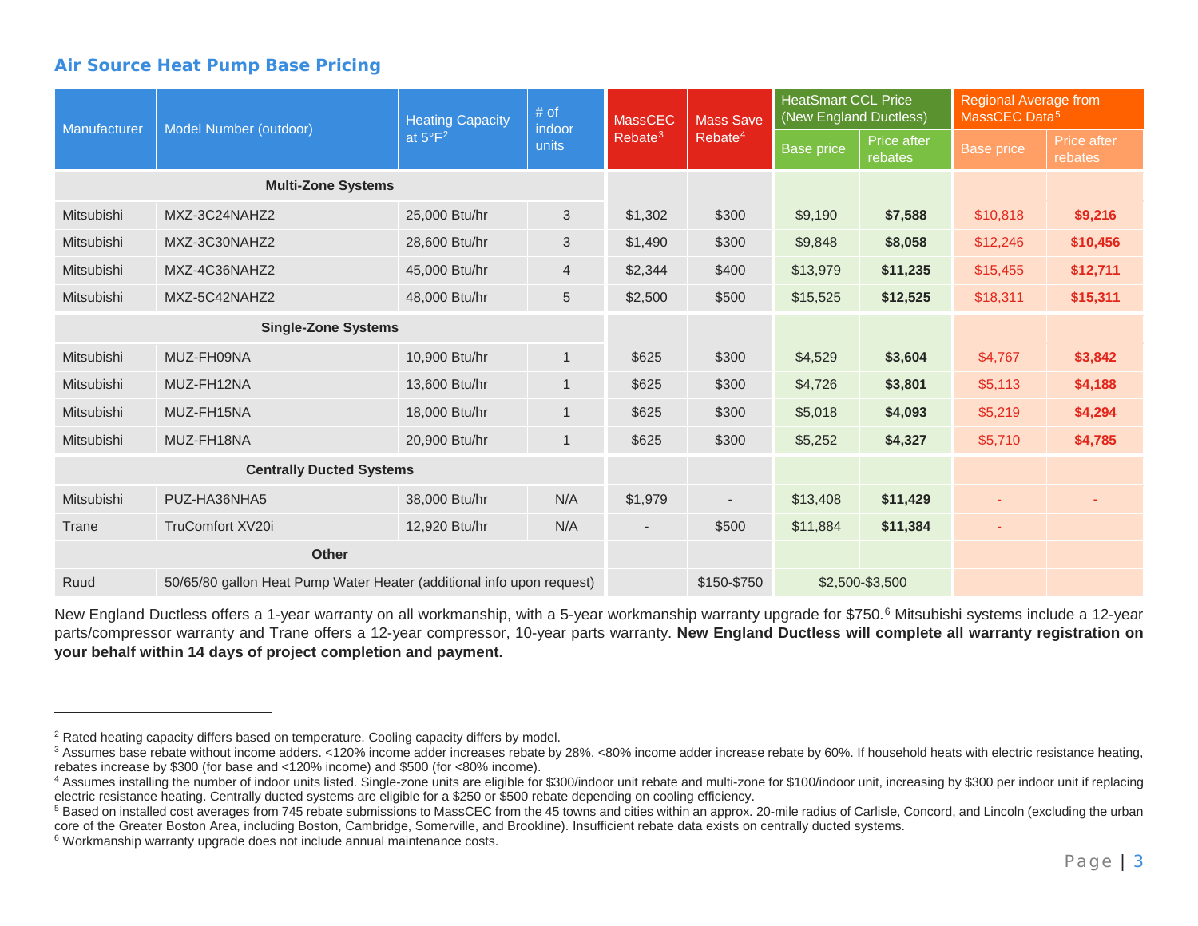## Air Source Heat Pump Base Pricing

| Manufacturer | Model Number (outdoor) | Heating Capacity at 5°F[2] | # of indoor units | MassCEC Rebate[3] | Mass Save Rebate[4] | HeatSmart CCL Price (New England Ductless) | | Regional Average from MassCEC Data[5] | |
|---|---|---|---|---|---|---|---|---|---|
| | | | | | | Base price | Price after rebates | Base price | Price after rebates |
| **Multi-Zone Systems** | | | | | | | | | |
| Mitsubishi | MXZ-3C24NAHZ2 | 25,000 Btu/hr | 3 | $1,302 | $300 | $9,190 | **$7,588** | $10,818 | **$9,216** |
| Mitsubishi | MXZ-3C30NAHZ2 | 28,600 Btu/hr | 3 | $1,490 | $300 | $9,848 | **$8,058** | $12,246 | **$10,456** |
| Mitsubishi | MXZ-4C36NAHZ2 | 45,000 Btu/hr | 4 | $2,344 | $400 | $13,979 | **$11,235** | $15,455 | **$12,711** |
| Mitsubishi | MXZ-5C42NAHZ2 | 48,000 Btu/hr | 5 | $2,500 | $500 | $15,525 | **$12,525** | $18,311 | **$15,311** |
| **Single-Zone Systems** | | | | | | | | | |
| Mitsubishi | MUZ-FH09NA | 10,900 Btu/hr | 1 | $625 | $300 | $4,529 | **$3,604** | $4,767 | **$3,842** |
| Mitsubishi | MUZ-FH12NA | 13,600 Btu/hr | 1 | $625 | $300 | $4,726 | **$3,801** | $5,113 | **$4,188** |
| Mitsubishi | MUZ-FH15NA | 18,000 Btu/hr | 1 | $625 | $300 | $5,018 | **$4,093** | $5,219 | **$4,294** |
| Mitsubishi | MUZ-FH18NA | 20,900 Btu/hr | 1 | $625 | $300 | $5,252 | **$4,327** | $5,710 | **$4,785** |
| **Centrally Ducted Systems** | | | | | | | | | |
| Mitsubishi | PUZ-HA36NHA5 | 38,000 Btu/hr | N/A | $1,979 | - | $13,408 | **$11,429** | - | **-** |
| Trane | TruComfort XV20i | 12,920 Btu/hr | N/A | - | $500 | $11,884 | **$11,384** | - | |
| **Other** | | | | | | | | | |
| Ruud | 50/65/80 gallon Heat Pump Water Heater (additional info upon request) | | | | $150-$750 | $2,500-$3,500 | | | |

New England Ductless offers a 1-year warranty on all workmanship, with a 5-year workmanship warranty upgrade for $750.[6] Mitsubishi systems include a 12-year parts/compressor warranty and Trane offers a 12-year compressor, 10-year parts warranty. **New England Ductless will complete all warranty registration on your behalf within 14 days of project completion and payment.**

---

[2] Rated heating capacity differs based on temperature. Cooling capacity differs by model.

[3] Assumes base rebate without income adders. <120% income adder increases rebate by 28%. <80% income adder increase rebate by 60%. If household heats with electric resistance heating, rebates increase by $300 (for base and <120% income) and $500 (for <80% income).

[4] Assumes installing the number of indoor units listed. Single-zone units are eligible for $300/indoor unit rebate and multi-zone for $100/indoor unit, increasing by $300 per indoor unit if replacing electric resistance heating. Centrally ducted systems are eligible for a $250 or $500 rebate depending on cooling efficiency.

[5] Based on installed cost averages from 745 rebate submissions to MassCEC from the 45 towns and cities within an approx. 20-mile radius of Carlisle, Concord, and Lincoln (excluding the urban core of the Greater Boston Area, including Boston, Cambridge, Somerville, and Brookline). Insufficient rebate data exists on centrally ducted systems.

[6] Workmanship warranty upgrade does not include annual maintenance costs.